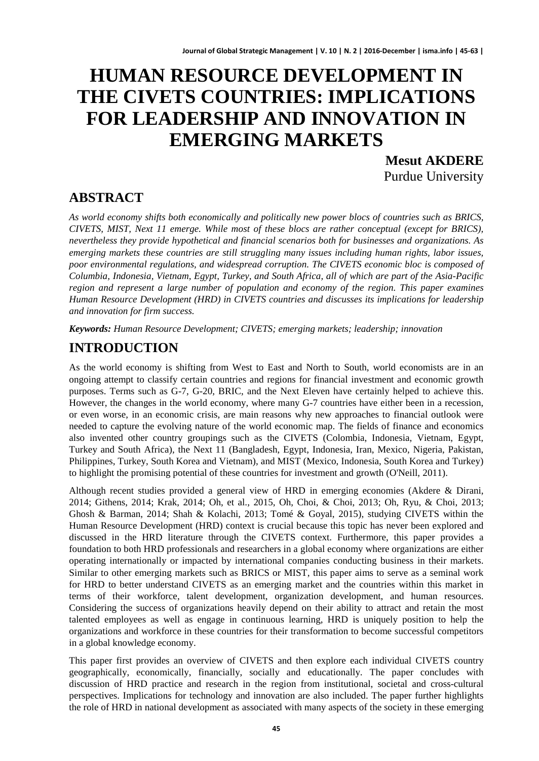# HUMAN RESOURCE DEVELOPMENT IN THE CIVETS COUNTRIES: IMPLICATIONS FOR LEADERSHIP AND INNOVATION IN EMERGING MARKETS

**Mesut AKDERE**
Purdue University

## ABSTRACT

*As world economy shifts both economically and politically new power blocs of countries such as BRICS, CIVETS, MIST, Next 11 emerge. While most of these blocs are rather conceptual (except for BRICS), nevertheless they provide hypothetical and financial scenarios both for businesses and organizations. As emerging markets these countries are still struggling many issues including human rights, labor issues, poor environmental regulations, and widespread corruption. The CIVETS economic bloc is composed of Columbia, Indonesia, Vietnam, Egypt, Turkey, and South Africa, all of which are part of the Asia-Pacific region and represent a large number of population and economy of the region. This paper examines Human Resource Development (HRD) in CIVETS countries and discusses its implications for leadership and innovation for firm success.*

***Keywords:*** *Human Resource Development; CIVETS; emerging markets; leadership; innovation*

## INTRODUCTION

As the world economy is shifting from West to East and North to South, world economists are in an ongoing attempt to classify certain countries and regions for financial investment and economic growth purposes. Terms such as G-7, G-20, BRIC, and the Next Eleven have certainly helped to achieve this. However, the changes in the world economy, where many G-7 countries have either been in a recession, or even worse, in an economic crisis, are main reasons why new approaches to financial outlook were needed to capture the evolving nature of the world economic map. The fields of finance and economics also invented other country groupings such as the CIVETS (Colombia, Indonesia, Vietnam, Egypt, Turkey and South Africa), the Next 11 (Bangladesh, Egypt, Indonesia, Iran, Mexico, Nigeria, Pakistan, Philippines, Turkey, South Korea and Vietnam), and MIST (Mexico, Indonesia, South Korea and Turkey) to highlight the promising potential of these countries for investment and growth (O'Neill, 2011).

Although recent studies provided a general view of HRD in emerging economies (Akdere & Dirani, 2014; Githens, 2014; Krak, 2014; Oh, et al., 2015, Oh, Choi, & Choi, 2013; Oh, Ryu, & Choi, 2013; Ghosh & Barman, 2014; Shah & Kolachi, 2013; Tomé & Goyal, 2015), studying CIVETS within the Human Resource Development (HRD) context is crucial because this topic has never been explored and discussed in the HRD literature through the CIVETS context. Furthermore, this paper provides a foundation to both HRD professionals and researchers in a global economy where organizations are either operating internationally or impacted by international companies conducting business in their markets. Similar to other emerging markets such as BRICS or MIST, this paper aims to serve as a seminal work for HRD to better understand CIVETS as an emerging market and the countries within this market in terms of their workforce, talent development, organization development, and human resources. Considering the success of organizations heavily depend on their ability to attract and retain the most talented employees as well as engage in continuous learning, HRD is uniquely position to help the organizations and workforce in these countries for their transformation to become successful competitors in a global knowledge economy.

This paper first provides an overview of CIVETS and then explore each individual CIVETS country geographically, economically, financially, socially and educationally. The paper concludes with discussion of HRD practice and research in the region from institutional, societal and cross-cultural perspectives. Implications for technology and innovation are also included. The paper further highlights the role of HRD in national development as associated with many aspects of the society in these emerging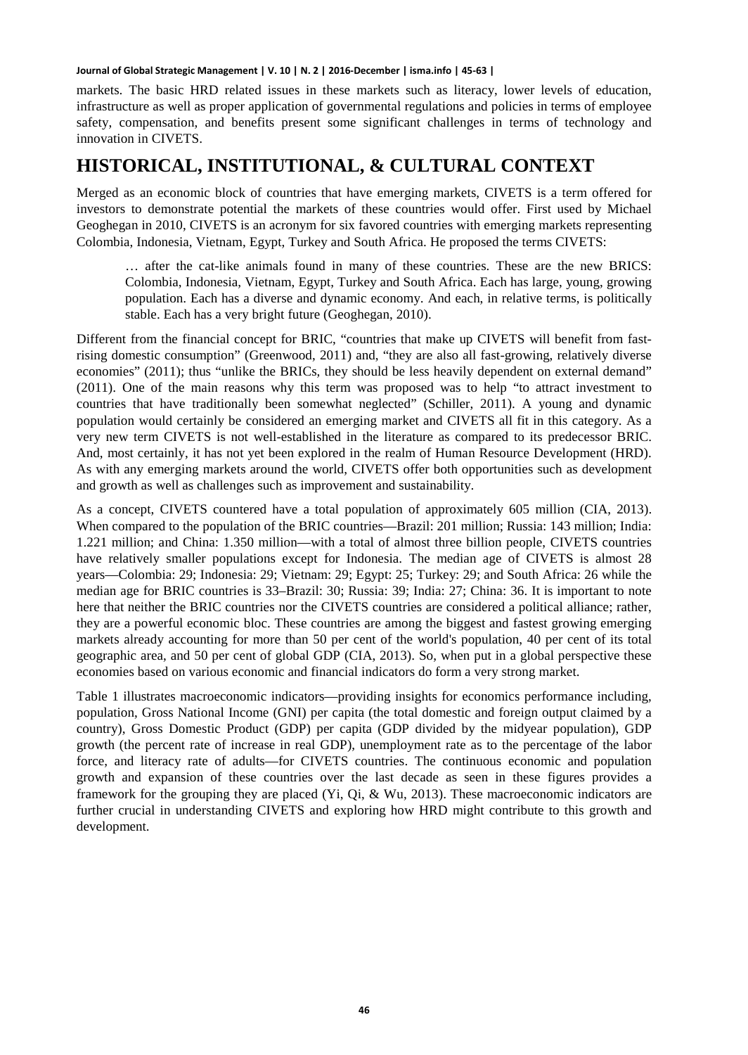markets. The basic HRD related issues in these markets such as literacy, lower levels of education, infrastructure as well as proper application of governmental regulations and policies in terms of employee safety, compensation, and benefits present some significant challenges in terms of technology and innovation in CIVETS.

# HISTORICAL, INSTITUTIONAL, & CULTURAL CONTEXT

Merged as an economic block of countries that have emerging markets, CIVETS is a term offered for investors to demonstrate potential the markets of these countries would offer. First used by Michael Geoghegan in 2010, CIVETS is an acronym for six favored countries with emerging markets representing Colombia, Indonesia, Vietnam, Egypt, Turkey and South Africa. He proposed the terms CIVETS:

> … after the cat-like animals found in many of these countries. These are the new BRICS: Colombia, Indonesia, Vietnam, Egypt, Turkey and South Africa. Each has large, young, growing population. Each has a diverse and dynamic economy. And each, in relative terms, is politically stable. Each has a very bright future (Geoghegan, 2010).

Different from the financial concept for BRIC, "countries that make up CIVETS will benefit from fast-rising domestic consumption" (Greenwood, 2011) and, "they are also all fast-growing, relatively diverse economies" (2011); thus "unlike the BRICs, they should be less heavily dependent on external demand" (2011). One of the main reasons why this term was proposed was to help "to attract investment to countries that have traditionally been somewhat neglected" (Schiller, 2011). A young and dynamic population would certainly be considered an emerging market and CIVETS all fit in this category. As a very new term CIVETS is not well-established in the literature as compared to its predecessor BRIC. And, most certainly, it has not yet been explored in the realm of Human Resource Development (HRD). As with any emerging markets around the world, CIVETS offer both opportunities such as development and growth as well as challenges such as improvement and sustainability.

As a concept, CIVETS countered have a total population of approximately 605 million (CIA, 2013). When compared to the population of the BRIC countries—Brazil: 201 million; Russia: 143 million; India: 1.221 million; and China: 1.350 million—with a total of almost three billion people, CIVETS countries have relatively smaller populations except for Indonesia. The median age of CIVETS is almost 28 years—Colombia: 29; Indonesia: 29; Vietnam: 29; Egypt: 25; Turkey: 29; and South Africa: 26 while the median age for BRIC countries is 33–Brazil: 30; Russia: 39; India: 27; China: 36. It is important to note here that neither the BRIC countries nor the CIVETS countries are considered a political alliance; rather, they are a powerful economic bloc. These countries are among the biggest and fastest growing emerging markets already accounting for more than 50 per cent of the world's population, 40 per cent of its total geographic area, and 50 per cent of global GDP (CIA, 2013). So, when put in a global perspective these economies based on various economic and financial indicators do form a very strong market.

Table 1 illustrates macroeconomic indicators—providing insights for economics performance including, population, Gross National Income (GNI) per capita (the total domestic and foreign output claimed by a country), Gross Domestic Product (GDP) per capita (GDP divided by the midyear population), GDP growth (the percent rate of increase in real GDP), unemployment rate as to the percentage of the labor force, and literacy rate of adults—for CIVETS countries. The continuous economic and population growth and expansion of these countries over the last decade as seen in these figures provides a framework for the grouping they are placed (Yi, Qi, & Wu, 2013). These macroeconomic indicators are further crucial in understanding CIVETS and exploring how HRD might contribute to this growth and development.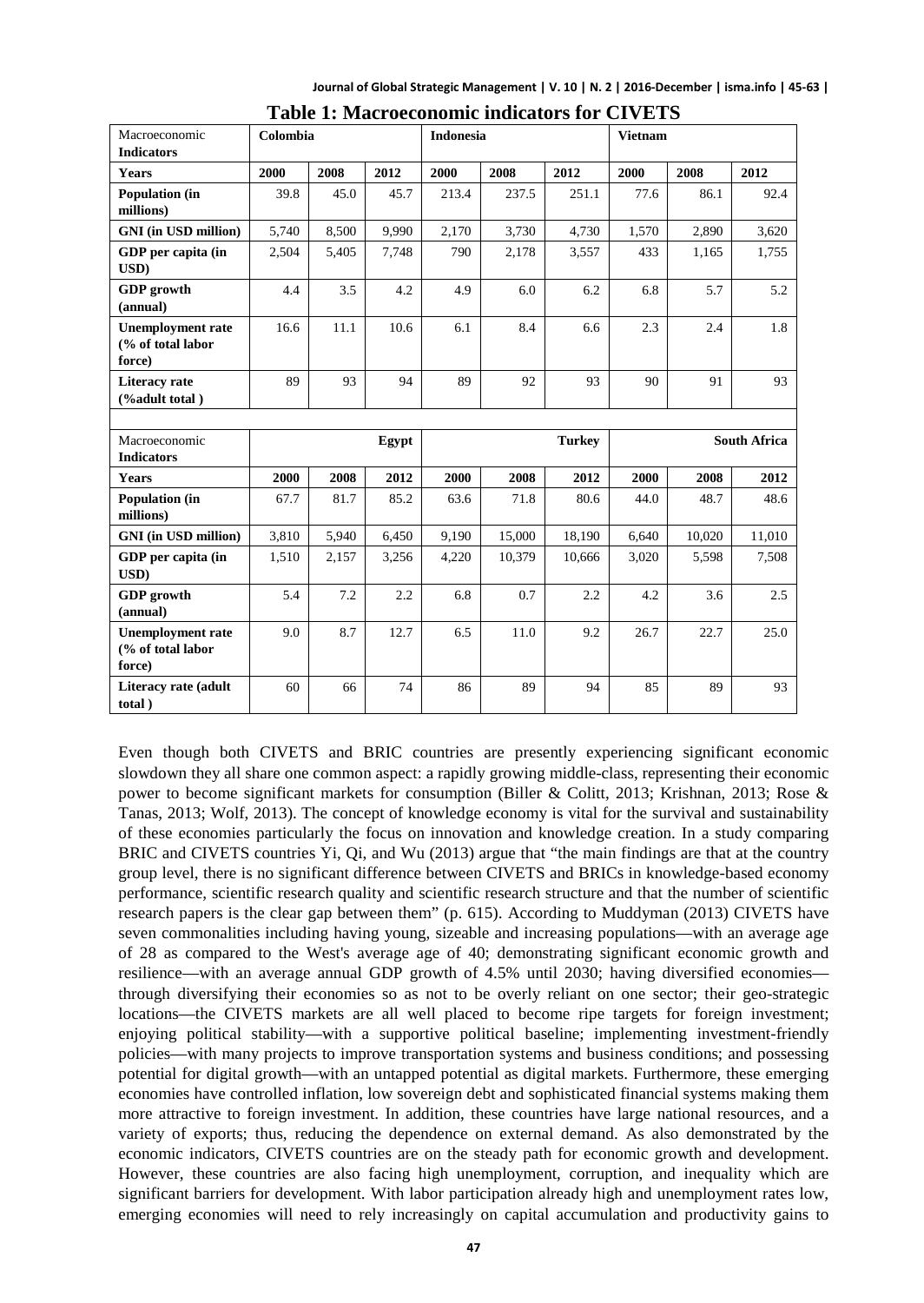**Table 1: Macroeconomic indicators for CIVETS**

| Macroeconomic Indicators | Colombia | | | Indonesia | | | Vietnam | | |
|---|---|---|---|---|---|---|---|---|---|
| **Years** | **2000** | **2008** | **2012** | **2000** | **2008** | **2012** | **2000** | **2008** | **2012** |
| **Population (in millions)** | 39.8 | 45.0 | 45.7 | 213.4 | 237.5 | 251.1 | 77.6 | 86.1 | 92.4 |
| **GNI (in USD million)** | 5,740 | 8,500 | 9,990 | 2,170 | 3,730 | 4,730 | 1,570 | 2,890 | 3,620 |
| **GDP per capita (in USD)** | 2,504 | 5,405 | 7,748 | 790 | 2,178 | 3,557 | 433 | 1,165 | 1,755 |
| **GDP growth (annual)** | 4.4 | 3.5 | 4.2 | 4.9 | 6.0 | 6.2 | 6.8 | 5.7 | 5.2 |
| **Unemployment rate (% of total labor force)** | 16.6 | 11.1 | 10.6 | 6.1 | 8.4 | 6.6 | 2.3 | 2.4 | 1.8 |
| **Literacy rate (%adult total )** | 89 | 93 | 94 | 89 | 92 | 93 | 90 | 91 | 93 |
| | | | | | | | | | |
| Macroeconomic Indicators | | | Egypt | | | Turkey | | | South Africa |
| **Years** | **2000** | **2008** | **2012** | **2000** | **2008** | **2012** | **2000** | **2008** | **2012** |
| **Population (in millions)** | 67.7 | 81.7 | 85.2 | 63.6 | 71.8 | 80.6 | 44.0 | 48.7 | 48.6 |
| **GNI (in USD million)** | 3,810 | 5,940 | 6,450 | 9,190 | 15,000 | 18,190 | 6,640 | 10,020 | 11,010 |
| **GDP per capita (in USD)** | 1,510 | 2,157 | 3,256 | 4,220 | 10,379 | 10,666 | 3,020 | 5,598 | 7,508 |
| **GDP growth (annual)** | 5.4 | 7.2 | 2.2 | 6.8 | 0.7 | 2.2 | 4.2 | 3.6 | 2.5 |
| **Unemployment rate (% of total labor force)** | 9.0 | 8.7 | 12.7 | 6.5 | 11.0 | 9.2 | 26.7 | 22.7 | 25.0 |
| **Literacy rate (adult total )** | 60 | 66 | 74 | 86 | 89 | 94 | 85 | 89 | 93 |

Even though both CIVETS and BRIC countries are presently experiencing significant economic slowdown they all share one common aspect: a rapidly growing middle-class, representing their economic power to become significant markets for consumption (Biller & Colitt, 2013; Krishnan, 2013; Rose & Tanas, 2013; Wolf, 2013). The concept of knowledge economy is vital for the survival and sustainability of these economies particularly the focus on innovation and knowledge creation. In a study comparing BRIC and CIVETS countries Yi, Qi, and Wu (2013) argue that "the main findings are that at the country group level, there is no significant difference between CIVETS and BRICs in knowledge-based economy performance, scientific research quality and scientific research structure and that the number of scientific research papers is the clear gap between them" (p. 615). According to Muddyman (2013) CIVETS have seven commonalities including having young, sizeable and increasing populations—with an average age of 28 as compared to the West's average age of 40; demonstrating significant economic growth and resilience—with an average annual GDP growth of 4.5% until 2030; having diversified economies—through diversifying their economies so as not to be overly reliant on one sector; their geo-strategic locations—the CIVETS markets are all well placed to become ripe targets for foreign investment; enjoying political stability—with a supportive political baseline; implementing investment-friendly policies—with many projects to improve transportation systems and business conditions; and possessing potential for digital growth—with an untapped potential as digital markets. Furthermore, these emerging economies have controlled inflation, low sovereign debt and sophisticated financial systems making them more attractive to foreign investment. In addition, these countries have large national resources, and a variety of exports; thus, reducing the dependence on external demand. As also demonstrated by the economic indicators, CIVETS countries are on the steady path for economic growth and development. However, these countries are also facing high unemployment, corruption, and inequality which are significant barriers for development. With labor participation already high and unemployment rates low, emerging economies will need to rely increasingly on capital accumulation and productivity gains to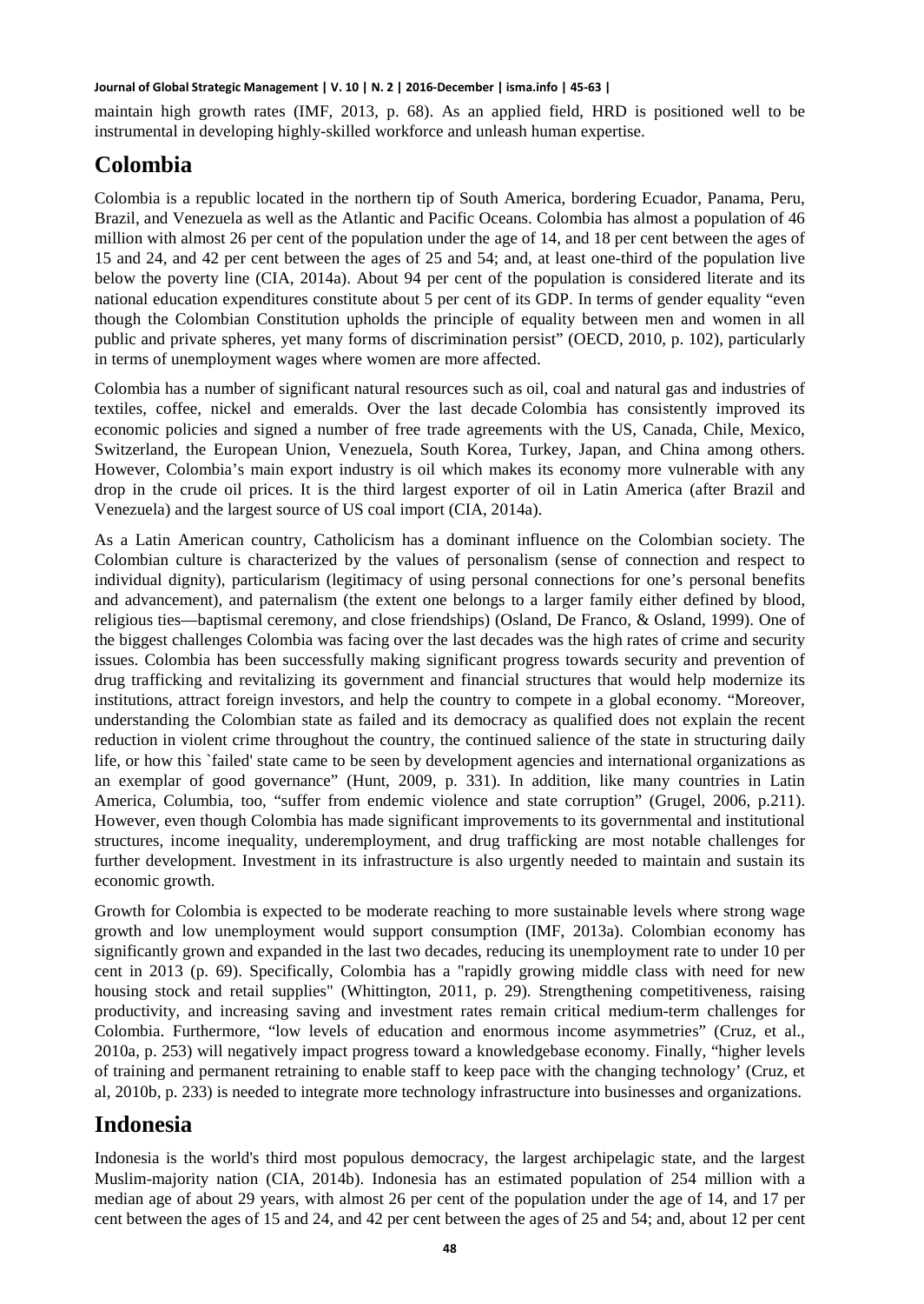maintain high growth rates (IMF, 2013, p. 68). As an applied field, HRD is positioned well to be instrumental in developing highly-skilled workforce and unleash human expertise.

## Colombia

Colombia is a republic located in the northern tip of South America, bordering Ecuador, Panama, Peru, Brazil, and Venezuela as well as the Atlantic and Pacific Oceans. Colombia has almost a population of 46 million with almost 26 per cent of the population under the age of 14, and 18 per cent between the ages of 15 and 24, and 42 per cent between the ages of 25 and 54; and, at least one-third of the population live below the poverty line (CIA, 2014a). About 94 per cent of the population is considered literate and its national education expenditures constitute about 5 per cent of its GDP. In terms of gender equality "even though the Colombian Constitution upholds the principle of equality between men and women in all public and private spheres, yet many forms of discrimination persist" (OECD, 2010, p. 102), particularly in terms of unemployment wages where women are more affected.

Colombia has a number of significant natural resources such as oil, coal and natural gas and industries of textiles, coffee, nickel and emeralds. Over the last decade Colombia has consistently improved its economic policies and signed a number of free trade agreements with the US, Canada, Chile, Mexico, Switzerland, the European Union, Venezuela, South Korea, Turkey, Japan, and China among others. However, Colombia's main export industry is oil which makes its economy more vulnerable with any drop in the crude oil prices. It is the third largest exporter of oil in Latin America (after Brazil and Venezuela) and the largest source of US coal import (CIA, 2014a).

As a Latin American country, Catholicism has a dominant influence on the Colombian society. The Colombian culture is characterized by the values of personalism (sense of connection and respect to individual dignity), particularism (legitimacy of using personal connections for one's personal benefits and advancement), and paternalism (the extent one belongs to a larger family either defined by blood, religious ties—baptismal ceremony, and close friendships) (Osland, De Franco, & Osland, 1999). One of the biggest challenges Colombia was facing over the last decades was the high rates of crime and security issues. Colombia has been successfully making significant progress towards security and prevention of drug trafficking and revitalizing its government and financial structures that would help modernize its institutions, attract foreign investors, and help the country to compete in a global economy. "Moreover, understanding the Colombian state as failed and its democracy as qualified does not explain the recent reduction in violent crime throughout the country, the continued salience of the state in structuring daily life, or how this `failed' state came to be seen by development agencies and international organizations as an exemplar of good governance" (Hunt, 2009, p. 331). In addition, like many countries in Latin America, Columbia, too, "suffer from endemic violence and state corruption" (Grugel, 2006, p.211). However, even though Colombia has made significant improvements to its governmental and institutional structures, income inequality, underemployment, and drug trafficking are most notable challenges for further development. Investment in its infrastructure is also urgently needed to maintain and sustain its economic growth.

Growth for Colombia is expected to be moderate reaching to more sustainable levels where strong wage growth and low unemployment would support consumption (IMF, 2013a). Colombian economy has significantly grown and expanded in the last two decades, reducing its unemployment rate to under 10 per cent in 2013 (p. 69). Specifically, Colombia has a "rapidly growing middle class with need for new housing stock and retail supplies" (Whittington, 2011, p. 29). Strengthening competitiveness, raising productivity, and increasing saving and investment rates remain critical medium-term challenges for Colombia. Furthermore, "low levels of education and enormous income asymmetries" (Cruz, et al., 2010a, p. 253) will negatively impact progress toward a knowledgebase economy. Finally, "higher levels of training and permanent retraining to enable staff to keep pace with the changing technology' (Cruz, et al, 2010b, p. 233) is needed to integrate more technology infrastructure into businesses and organizations.

## Indonesia

Indonesia is the world's third most populous democracy, the largest archipelagic state, and the largest Muslim-majority nation (CIA, 2014b). Indonesia has an estimated population of 254 million with a median age of about 29 years, with almost 26 per cent of the population under the age of 14, and 17 per cent between the ages of 15 and 24, and 42 per cent between the ages of 25 and 54; and, about 12 per cent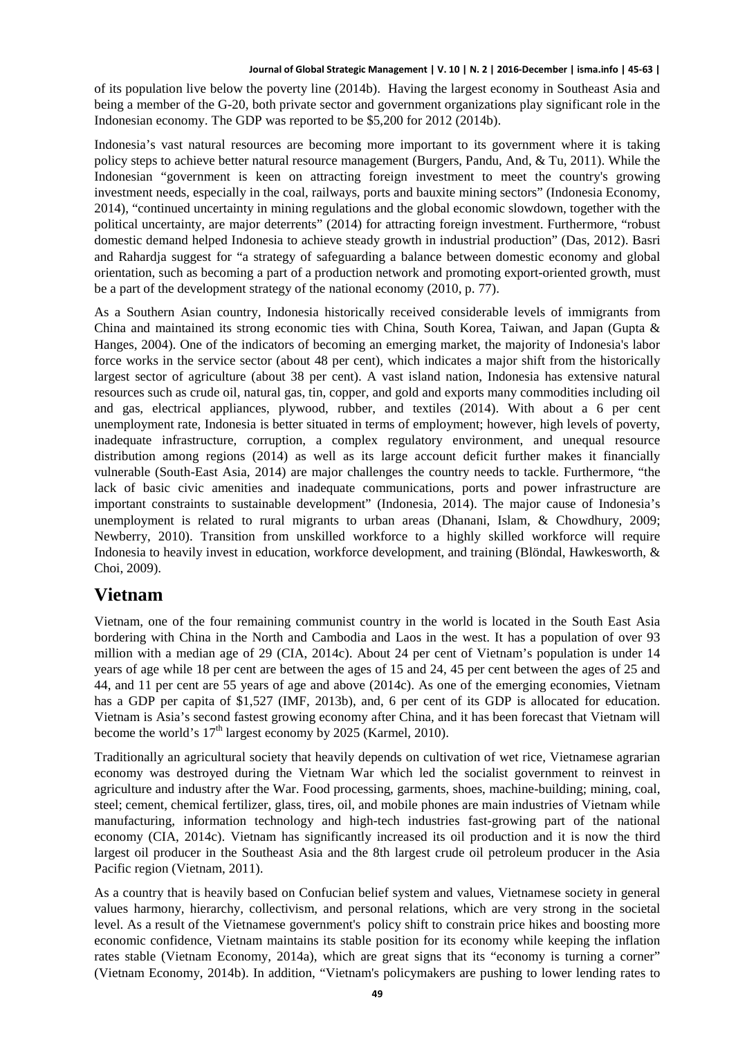of its population live below the poverty line (2014b). Having the largest economy in Southeast Asia and being a member of the G-20, both private sector and government organizations play significant role in the Indonesian economy. The GDP was reported to be $5,200 for 2012 (2014b).

Indonesia's vast natural resources are becoming more important to its government where it is taking policy steps to achieve better natural resource management (Burgers, Pandu, And, & Tu, 2011). While the Indonesian "government is keen on attracting foreign investment to meet the country's growing investment needs, especially in the coal, railways, ports and bauxite mining sectors" (Indonesia Economy, 2014), "continued uncertainty in mining regulations and the global economic slowdown, together with the political uncertainty, are major deterrents" (2014) for attracting foreign investment. Furthermore, "robust domestic demand helped Indonesia to achieve steady growth in industrial production" (Das, 2012). Basri and Rahardja suggest for "a strategy of safeguarding a balance between domestic economy and global orientation, such as becoming a part of a production network and promoting export-oriented growth, must be a part of the development strategy of the national economy (2010, p. 77).

As a Southern Asian country, Indonesia historically received considerable levels of immigrants from China and maintained its strong economic ties with China, South Korea, Taiwan, and Japan (Gupta & Hanges, 2004). One of the indicators of becoming an emerging market, the majority of Indonesia's labor force works in the service sector (about 48 per cent), which indicates a major shift from the historically largest sector of agriculture (about 38 per cent). A vast island nation, Indonesia has extensive natural resources such as crude oil, natural gas, tin, copper, and gold and exports many commodities including oil and gas, electrical appliances, plywood, rubber, and textiles (2014). With about a 6 per cent unemployment rate, Indonesia is better situated in terms of employment; however, high levels of poverty, inadequate infrastructure, corruption, a complex regulatory environment, and unequal resource distribution among regions (2014) as well as its large account deficit further makes it financially vulnerable (South-East Asia, 2014) are major challenges the country needs to tackle. Furthermore, "the lack of basic civic amenities and inadequate communications, ports and power infrastructure are important constraints to sustainable development" (Indonesia, 2014). The major cause of Indonesia's unemployment is related to rural migrants to urban areas (Dhanani, Islam, & Chowdhury, 2009; Newberry, 2010). Transition from unskilled workforce to a highly skilled workforce will require Indonesia to heavily invest in education, workforce development, and training (Blöndal, Hawkesworth, & Choi, 2009).

## Vietnam

Vietnam, one of the four remaining communist country in the world is located in the South East Asia bordering with China in the North and Cambodia and Laos in the west. It has a population of over 93 million with a median age of 29 (CIA, 2014c). About 24 per cent of Vietnam's population is under 14 years of age while 18 per cent are between the ages of 15 and 24, 45 per cent between the ages of 25 and 44, and 11 per cent are 55 years of age and above (2014c). As one of the emerging economies, Vietnam has a GDP per capita of $1,527 (IMF, 2013b), and, 6 per cent of its GDP is allocated for education. Vietnam is Asia's second fastest growing economy after China, and it has been forecast that Vietnam will become the world's 17th largest economy by 2025 (Karmel, 2010).

Traditionally an agricultural society that heavily depends on cultivation of wet rice, Vietnamese agrarian economy was destroyed during the Vietnam War which led the socialist government to reinvest in agriculture and industry after the War. Food processing, garments, shoes, machine-building; mining, coal, steel; cement, chemical fertilizer, glass, tires, oil, and mobile phones are main industries of Vietnam while manufacturing, information technology and high-tech industries fast-growing part of the national economy (CIA, 2014c). Vietnam has significantly increased its oil production and it is now the third largest oil producer in the Southeast Asia and the 8th largest crude oil petroleum producer in the Asia Pacific region (Vietnam, 2011).

As a country that is heavily based on Confucian belief system and values, Vietnamese society in general values harmony, hierarchy, collectivism, and personal relations, which are very strong in the societal level. As a result of the Vietnamese government's policy shift to constrain price hikes and boosting more economic confidence, Vietnam maintains its stable position for its economy while keeping the inflation rates stable (Vietnam Economy, 2014a), which are great signs that its "economy is turning a corner" (Vietnam Economy, 2014b). In addition, "Vietnam's policymakers are pushing to lower lending rates to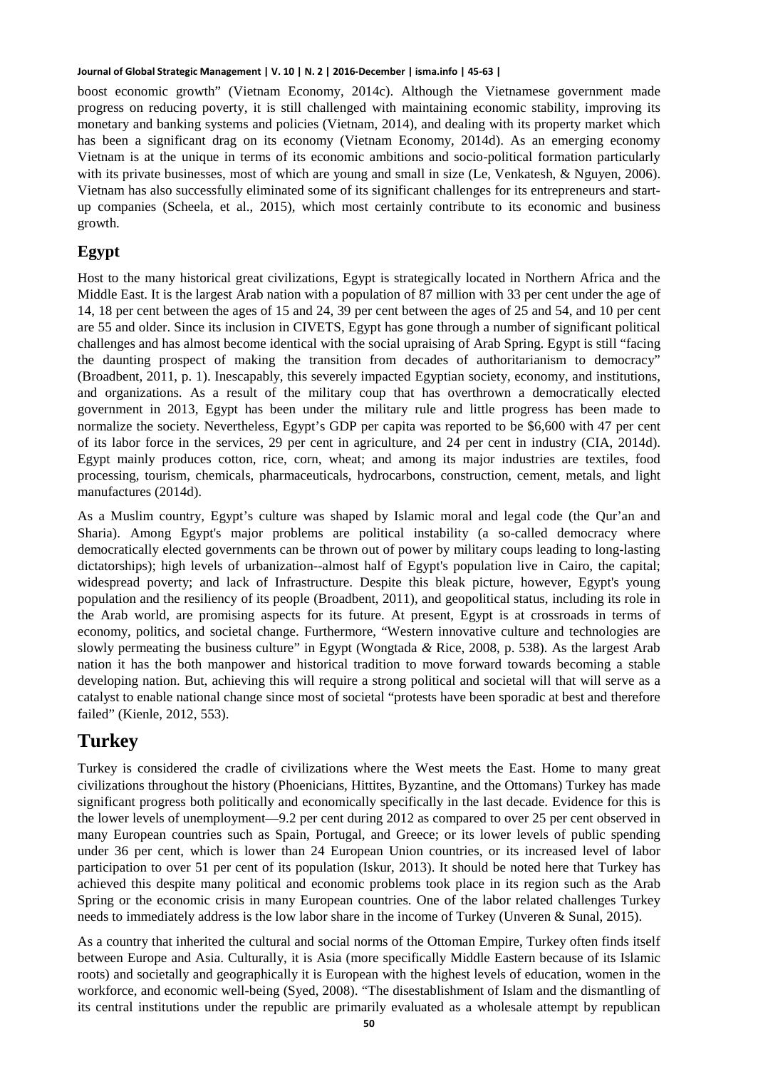boost economic growth" (Vietnam Economy, 2014c). Although the Vietnamese government made progress on reducing poverty, it is still challenged with maintaining economic stability, improving its monetary and banking systems and policies (Vietnam, 2014), and dealing with its property market which has been a significant drag on its economy (Vietnam Economy, 2014d). As an emerging economy Vietnam is at the unique in terms of its economic ambitions and socio-political formation particularly with its private businesses, most of which are young and small in size (Le, Venkatesh, & Nguyen, 2006). Vietnam has also successfully eliminated some of its significant challenges for its entrepreneurs and start-up companies (Scheela, et al., 2015), which most certainly contribute to its economic and business growth.

## Egypt

Host to the many historical great civilizations, Egypt is strategically located in Northern Africa and the Middle East. It is the largest Arab nation with a population of 87 million with 33 per cent under the age of 14, 18 per cent between the ages of 15 and 24, 39 per cent between the ages of 25 and 54, and 10 per cent are 55 and older. Since its inclusion in CIVETS, Egypt has gone through a number of significant political challenges and has almost become identical with the social upraising of Arab Spring. Egypt is still "facing the daunting prospect of making the transition from decades of authoritarianism to democracy" (Broadbent, 2011, p. 1). Inescapably, this severely impacted Egyptian society, economy, and institutions, and organizations. As a result of the military coup that has overthrown a democratically elected government in 2013, Egypt has been under the military rule and little progress has been made to normalize the society. Nevertheless, Egypt's GDP per capita was reported to be $6,600 with 47 per cent of its labor force in the services, 29 per cent in agriculture, and 24 per cent in industry (CIA, 2014d). Egypt mainly produces cotton, rice, corn, wheat; and among its major industries are textiles, food processing, tourism, chemicals, pharmaceuticals, hydrocarbons, construction, cement, metals, and light manufactures (2014d).

As a Muslim country, Egypt's culture was shaped by Islamic moral and legal code (the Qur'an and Sharia). Among Egypt's major problems are political instability (a so-called democracy where democratically elected governments can be thrown out of power by military coups leading to long-lasting dictatorships); high levels of urbanization--almost half of Egypt's population live in Cairo, the capital; widespread poverty; and lack of Infrastructure. Despite this bleak picture, however, Egypt's young population and the resiliency of its people (Broadbent, 2011), and geopolitical status, including its role in the Arab world, are promising aspects for its future. At present, Egypt is at crossroads in terms of economy, politics, and societal change. Furthermore, "Western innovative culture and technologies are slowly permeating the business culture" in Egypt (Wongtada *&* Rice, 2008, p. 538). As the largest Arab nation it has the both manpower and historical tradition to move forward towards becoming a stable developing nation. But, achieving this will require a strong political and societal will that will serve as a catalyst to enable national change since most of societal "protests have been sporadic at best and therefore failed" (Kienle, 2012, 553).

# Turkey

Turkey is considered the cradle of civilizations where the West meets the East. Home to many great civilizations throughout the history (Phoenicians, Hittites, Byzantine, and the Ottomans) Turkey has made significant progress both politically and economically specifically in the last decade. Evidence for this is the lower levels of unemployment—9.2 per cent during 2012 as compared to over 25 per cent observed in many European countries such as Spain, Portugal, and Greece; or its lower levels of public spending under 36 per cent, which is lower than 24 European Union countries, or its increased level of labor participation to over 51 per cent of its population (Iskur, 2013). It should be noted here that Turkey has achieved this despite many political and economic problems took place in its region such as the Arab Spring or the economic crisis in many European countries. One of the labor related challenges Turkey needs to immediately address is the low labor share in the income of Turkey (Unveren & Sunal, 2015).

As a country that inherited the cultural and social norms of the Ottoman Empire, Turkey often finds itself between Europe and Asia. Culturally, it is Asia (more specifically Middle Eastern because of its Islamic roots) and societally and geographically it is European with the highest levels of education, women in the workforce, and economic well-being (Syed, 2008). "The disestablishment of Islam and the dismantling of its central institutions under the republic are primarily evaluated as a wholesale attempt by republican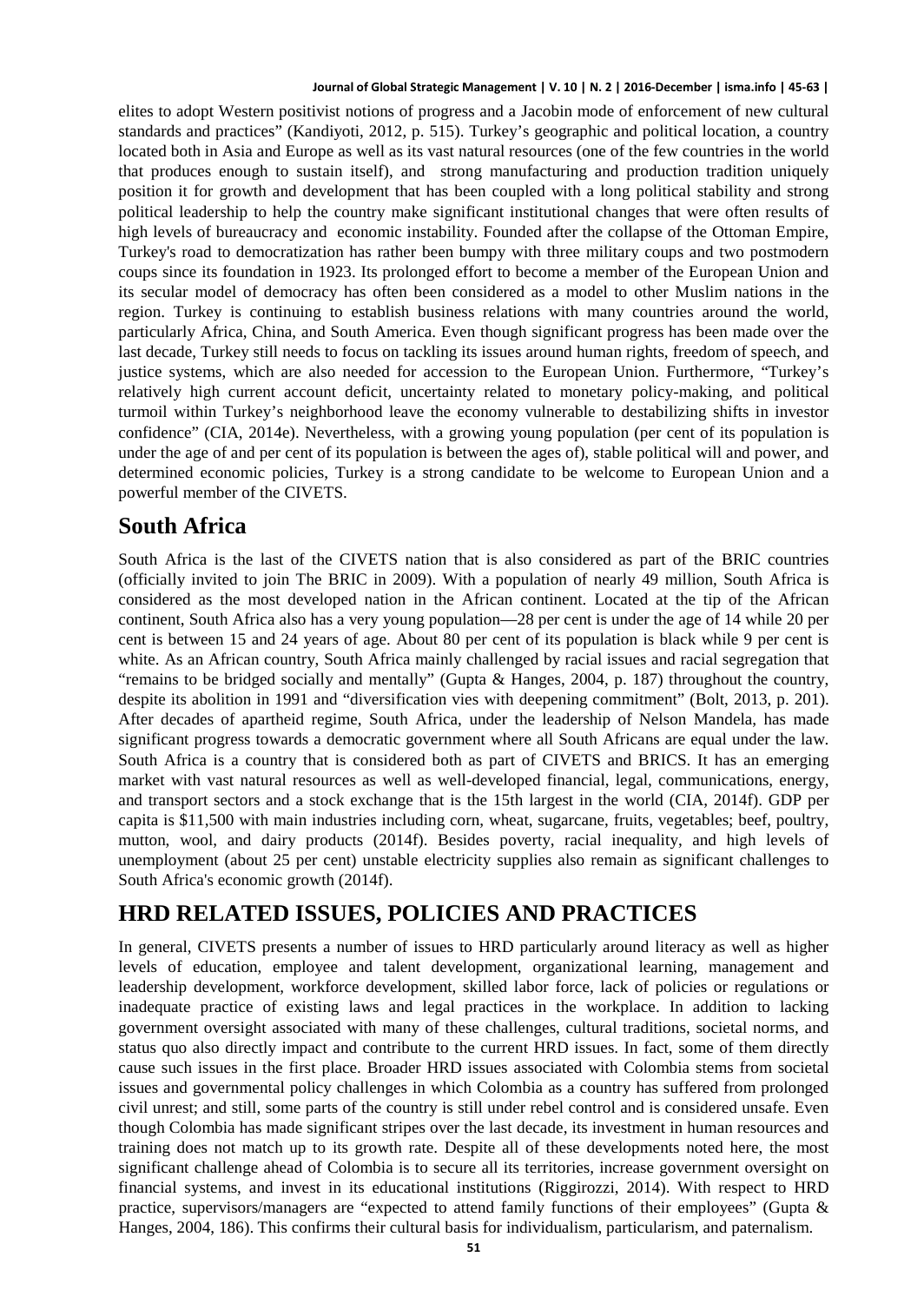elites to adopt Western positivist notions of progress and a Jacobin mode of enforcement of new cultural standards and practices" (Kandiyoti, 2012, p. 515). Turkey's geographic and political location, a country located both in Asia and Europe as well as its vast natural resources (one of the few countries in the world that produces enough to sustain itself), and strong manufacturing and production tradition uniquely position it for growth and development that has been coupled with a long political stability and strong political leadership to help the country make significant institutional changes that were often results of high levels of bureaucracy and economic instability. Founded after the collapse of the Ottoman Empire, Turkey's road to democratization has rather been bumpy with three military coups and two postmodern coups since its foundation in 1923. Its prolonged effort to become a member of the European Union and its secular model of democracy has often been considered as a model to other Muslim nations in the region. Turkey is continuing to establish business relations with many countries around the world, particularly Africa, China, and South America. Even though significant progress has been made over the last decade, Turkey still needs to focus on tackling its issues around human rights, freedom of speech, and justice systems, which are also needed for accession to the European Union. Furthermore, "Turkey's relatively high current account deficit, uncertainty related to monetary policy-making, and political turmoil within Turkey's neighborhood leave the economy vulnerable to destabilizing shifts in investor confidence" (CIA, 2014e). Nevertheless, with a growing young population (per cent of its population is under the age of and per cent of its population is between the ages of), stable political will and power, and determined economic policies, Turkey is a strong candidate to be welcome to European Union and a powerful member of the CIVETS.

## South Africa

South Africa is the last of the CIVETS nation that is also considered as part of the BRIC countries (officially invited to join The BRIC in 2009). With a population of nearly 49 million, South Africa is considered as the most developed nation in the African continent. Located at the tip of the African continent, South Africa also has a very young population—28 per cent is under the age of 14 while 20 per cent is between 15 and 24 years of age. About 80 per cent of its population is black while 9 per cent is white. As an African country, South Africa mainly challenged by racial issues and racial segregation that "remains to be bridged socially and mentally" (Gupta & Hanges, 2004, p. 187) throughout the country, despite its abolition in 1991 and "diversification vies with deepening commitment" (Bolt, 2013, p. 201). After decades of apartheid regime, South Africa, under the leadership of Nelson Mandela, has made significant progress towards a democratic government where all South Africans are equal under the law. South Africa is a country that is considered both as part of CIVETS and BRICS. It has an emerging market with vast natural resources as well as well-developed financial, legal, communications, energy, and transport sectors and a stock exchange that is the 15th largest in the world (CIA, 2014f). GDP per capita is $11,500 with main industries including corn, wheat, sugarcane, fruits, vegetables; beef, poultry, mutton, wool, and dairy products (2014f). Besides poverty, racial inequality, and high levels of unemployment (about 25 per cent) unstable electricity supplies also remain as significant challenges to South Africa's economic growth (2014f).

# HRD RELATED ISSUES, POLICIES AND PRACTICES

In general, CIVETS presents a number of issues to HRD particularly around literacy as well as higher levels of education, employee and talent development, organizational learning, management and leadership development, workforce development, skilled labor force, lack of policies or regulations or inadequate practice of existing laws and legal practices in the workplace. In addition to lacking government oversight associated with many of these challenges, cultural traditions, societal norms, and status quo also directly impact and contribute to the current HRD issues. In fact, some of them directly cause such issues in the first place. Broader HRD issues associated with Colombia stems from societal issues and governmental policy challenges in which Colombia as a country has suffered from prolonged civil unrest; and still, some parts of the country is still under rebel control and is considered unsafe. Even though Colombia has made significant stripes over the last decade, its investment in human resources and training does not match up to its growth rate. Despite all of these developments noted here, the most significant challenge ahead of Colombia is to secure all its territories, increase government oversight on financial systems, and invest in its educational institutions (Riggirozzi, 2014). With respect to HRD practice, supervisors/managers are "expected to attend family functions of their employees" (Gupta & Hanges, 2004, 186). This confirms their cultural basis for individualism, particularism, and paternalism.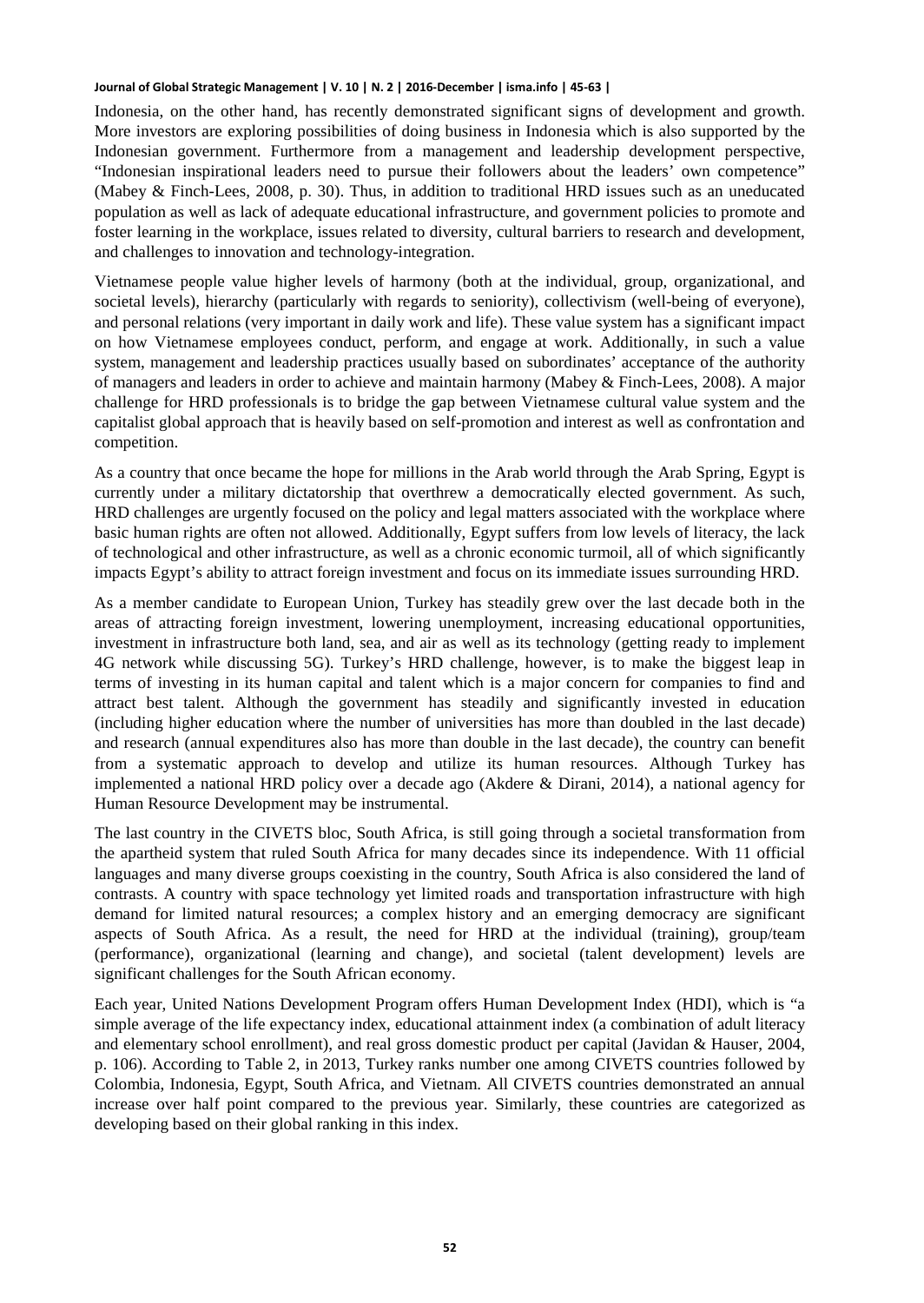Indonesia, on the other hand, has recently demonstrated significant signs of development and growth. More investors are exploring possibilities of doing business in Indonesia which is also supported by the Indonesian government. Furthermore from a management and leadership development perspective, "Indonesian inspirational leaders need to pursue their followers about the leaders' own competence" (Mabey & Finch-Lees, 2008, p. 30). Thus, in addition to traditional HRD issues such as an uneducated population as well as lack of adequate educational infrastructure, and government policies to promote and foster learning in the workplace, issues related to diversity, cultural barriers to research and development, and challenges to innovation and technology-integration.

Vietnamese people value higher levels of harmony (both at the individual, group, organizational, and societal levels), hierarchy (particularly with regards to seniority), collectivism (well-being of everyone), and personal relations (very important in daily work and life). These value system has a significant impact on how Vietnamese employees conduct, perform, and engage at work. Additionally, in such a value system, management and leadership practices usually based on subordinates' acceptance of the authority of managers and leaders in order to achieve and maintain harmony (Mabey & Finch-Lees, 2008). A major challenge for HRD professionals is to bridge the gap between Vietnamese cultural value system and the capitalist global approach that is heavily based on self-promotion and interest as well as confrontation and competition.

As a country that once became the hope for millions in the Arab world through the Arab Spring, Egypt is currently under a military dictatorship that overthrew a democratically elected government. As such, HRD challenges are urgently focused on the policy and legal matters associated with the workplace where basic human rights are often not allowed. Additionally, Egypt suffers from low levels of literacy, the lack of technological and other infrastructure, as well as a chronic economic turmoil, all of which significantly impacts Egypt's ability to attract foreign investment and focus on its immediate issues surrounding HRD.

As a member candidate to European Union, Turkey has steadily grew over the last decade both in the areas of attracting foreign investment, lowering unemployment, increasing educational opportunities, investment in infrastructure both land, sea, and air as well as its technology (getting ready to implement 4G network while discussing 5G). Turkey's HRD challenge, however, is to make the biggest leap in terms of investing in its human capital and talent which is a major concern for companies to find and attract best talent. Although the government has steadily and significantly invested in education (including higher education where the number of universities has more than doubled in the last decade) and research (annual expenditures also has more than double in the last decade), the country can benefit from a systematic approach to develop and utilize its human resources. Although Turkey has implemented a national HRD policy over a decade ago (Akdere & Dirani, 2014), a national agency for Human Resource Development may be instrumental.

The last country in the CIVETS bloc, South Africa, is still going through a societal transformation from the apartheid system that ruled South Africa for many decades since its independence. With 11 official languages and many diverse groups coexisting in the country, South Africa is also considered the land of contrasts. A country with space technology yet limited roads and transportation infrastructure with high demand for limited natural resources; a complex history and an emerging democracy are significant aspects of South Africa. As a result, the need for HRD at the individual (training), group/team (performance), organizational (learning and change), and societal (talent development) levels are significant challenges for the South African economy.

Each year, United Nations Development Program offers Human Development Index (HDI), which is "a simple average of the life expectancy index, educational attainment index (a combination of adult literacy and elementary school enrollment), and real gross domestic product per capital (Javidan & Hauser, 2004, p. 106). According to Table 2, in 2013, Turkey ranks number one among CIVETS countries followed by Colombia, Indonesia, Egypt, South Africa, and Vietnam. All CIVETS countries demonstrated an annual increase over half point compared to the previous year. Similarly, these countries are categorized as developing based on their global ranking in this index.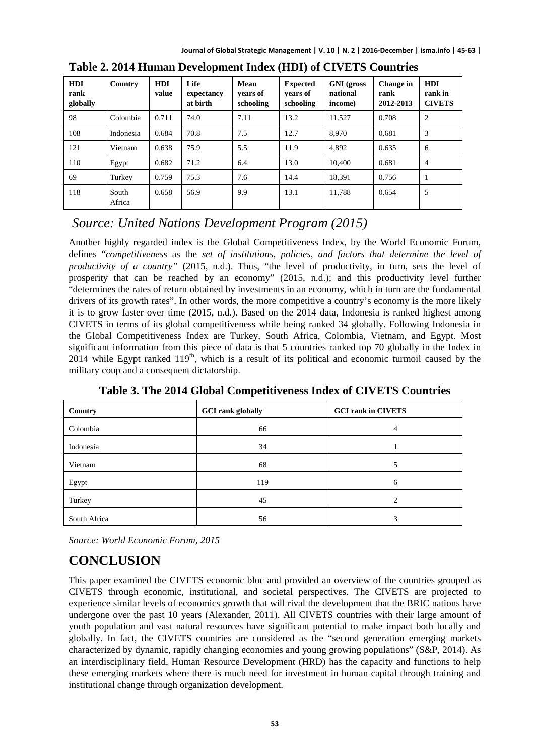**Table 2. 2014 Human Development Index (HDI) of CIVETS Countries**

| HDI rank globally | Country | HDI value | Life expectancy at birth | Mean years of schooling | Expected years of schooling | GNI (gross national income) | Change in rank 2012-2013 | HDI rank in CIVETS |
|---|---|---|---|---|---|---|---|---|
| 98 | Colombia | 0.711 | 74.0 | 7.11 | 13.2 | 11.527 | 0.708 | 2 |
| 108 | Indonesia | 0.684 | 70.8 | 7.5 | 12.7 | 8,970 | 0.681 | 3 |
| 121 | Vietnam | 0.638 | 75.9 | 5.5 | 11.9 | 4,892 | 0.635 | 6 |
| 110 | Egypt | 0.682 | 71.2 | 6.4 | 13.0 | 10,400 | 0.681 | 4 |
| 69 | Turkey | 0.759 | 75.3 | 7.6 | 14.4 | 18,391 | 0.756 | 1 |
| 118 | South Africa | 0.658 | 56.9 | 9.9 | 13.1 | 11,788 | 0.654 | 5 |

*Source: United Nations Development Program (2015)*

Another highly regarded index is the Global Competitiveness Index, by the World Economic Forum, defines "*competitiveness* as the *set of institutions, policies, and factors that determine the level of productivity of a country"* (2015, n.d.). Thus, "the level of productivity, in turn, sets the level of prosperity that can be reached by an economy" (2015, n.d.); and this productivity level further "determines the rates of return obtained by investments in an economy, which in turn are the fundamental drivers of its growth rates". In other words, the more competitive a country's economy is the more likely it is to grow faster over time (2015, n.d.). Based on the 2014 data, Indonesia is ranked highest among CIVETS in terms of its global competitiveness while being ranked 34 globally. Following Indonesia in the Global Competitiveness Index are Turkey, South Africa, Colombia, Vietnam, and Egypt. Most significant information from this piece of data is that 5 countries ranked top 70 globally in the Index in 2014 while Egypt ranked 119th, which is a result of its political and economic turmoil caused by the military coup and a consequent dictatorship.

**Table 3. The 2014 Global Competitiveness Index of CIVETS Countries**

| Country | GCI rank globally | GCI rank in CIVETS |
|---|---|---|
| Colombia | 66 | 4 |
| Indonesia | 34 | 1 |
| Vietnam | 68 | 5 |
| Egypt | 119 | 6 |
| Turkey | 45 | 2 |
| South Africa | 56 | 3 |

*Source: World Economic Forum, 2015*

# CONCLUSION

This paper examined the CIVETS economic bloc and provided an overview of the countries grouped as CIVETS through economic, institutional, and societal perspectives. The CIVETS are projected to experience similar levels of economics growth that will rival the development that the BRIC nations have undergone over the past 10 years (Alexander, 2011). All CIVETS countries with their large amount of youth population and vast natural resources have significant potential to make impact both locally and globally. In fact, the CIVETS countries are considered as the "second generation emerging markets characterized by dynamic, rapidly changing economies and young growing populations" (S&P, 2014). As an interdisciplinary field, Human Resource Development (HRD) has the capacity and functions to help these emerging markets where there is much need for investment in human capital through training and institutional change through organization development.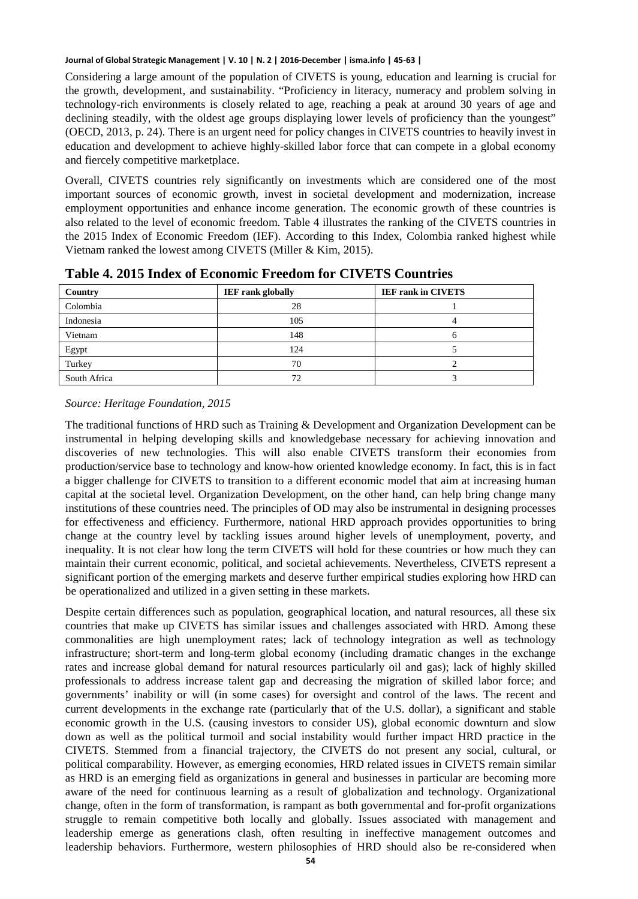Considering a large amount of the population of CIVETS is young, education and learning is crucial for the growth, development, and sustainability. "Proficiency in literacy, numeracy and problem solving in technology-rich environments is closely related to age, reaching a peak at around 30 years of age and declining steadily, with the oldest age groups displaying lower levels of proficiency than the youngest" (OECD, 2013, p. 24). There is an urgent need for policy changes in CIVETS countries to heavily invest in education and development to achieve highly-skilled labor force that can compete in a global economy and fiercely competitive marketplace.

Overall, CIVETS countries rely significantly on investments which are considered one of the most important sources of economic growth, invest in societal development and modernization, increase employment opportunities and enhance income generation. The economic growth of these countries is also related to the level of economic freedom. Table 4 illustrates the ranking of the CIVETS countries in the 2015 Index of Economic Freedom (IEF). According to this Index, Colombia ranked highest while Vietnam ranked the lowest among CIVETS (Miller & Kim, 2015).

## Table 4. 2015 Index of Economic Freedom for CIVETS Countries

| Country | IEF rank globally | IEF rank in CIVETS |
|---|---|---|
| Colombia | 28 | 1 |
| Indonesia | 105 | 4 |
| Vietnam | 148 | 6 |
| Egypt | 124 | 5 |
| Turkey | 70 | 2 |
| South Africa | 72 | 3 |

*Source: Heritage Foundation, 2015*

The traditional functions of HRD such as Training & Development and Organization Development can be instrumental in helping developing skills and knowledgebase necessary for achieving innovation and discoveries of new technologies. This will also enable CIVETS transform their economies from production/service base to technology and know-how oriented knowledge economy. In fact, this is in fact a bigger challenge for CIVETS to transition to a different economic model that aim at increasing human capital at the societal level. Organization Development, on the other hand, can help bring change many institutions of these countries need. The principles of OD may also be instrumental in designing processes for effectiveness and efficiency. Furthermore, national HRD approach provides opportunities to bring change at the country level by tackling issues around higher levels of unemployment, poverty, and inequality. It is not clear how long the term CIVETS will hold for these countries or how much they can maintain their current economic, political, and societal achievements. Nevertheless, CIVETS represent a significant portion of the emerging markets and deserve further empirical studies exploring how HRD can be operationalized and utilized in a given setting in these markets.

Despite certain differences such as population, geographical location, and natural resources, all these six countries that make up CIVETS has similar issues and challenges associated with HRD. Among these commonalities are high unemployment rates; lack of technology integration as well as technology infrastructure; short-term and long-term global economy (including dramatic changes in the exchange rates and increase global demand for natural resources particularly oil and gas); lack of highly skilled professionals to address increase talent gap and decreasing the migration of skilled labor force; and governments' inability or will (in some cases) for oversight and control of the laws. The recent and current developments in the exchange rate (particularly that of the U.S. dollar), a significant and stable economic growth in the U.S. (causing investors to consider US), global economic downturn and slow down as well as the political turmoil and social instability would further impact HRD practice in the CIVETS. Stemmed from a financial trajectory, the CIVETS do not present any social, cultural, or political comparability. However, as emerging economies, HRD related issues in CIVETS remain similar as HRD is an emerging field as organizations in general and businesses in particular are becoming more aware of the need for continuous learning as a result of globalization and technology. Organizational change, often in the form of transformation, is rampant as both governmental and for-profit organizations struggle to remain competitive both locally and globally. Issues associated with management and leadership emerge as generations clash, often resulting in ineffective management outcomes and leadership behaviors. Furthermore, western philosophies of HRD should also be re-considered when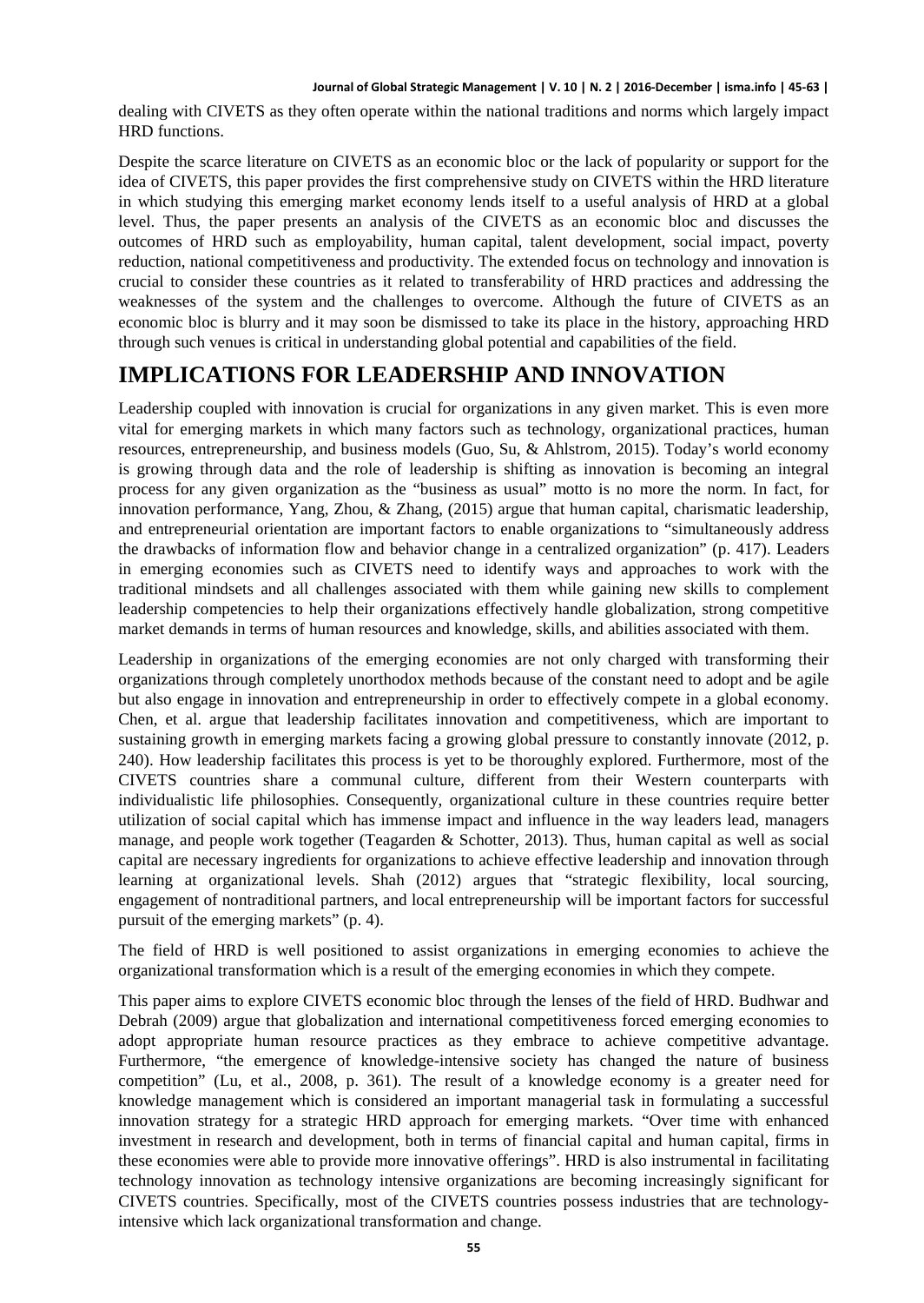dealing with CIVETS as they often operate within the national traditions and norms which largely impact HRD functions.

Despite the scarce literature on CIVETS as an economic bloc or the lack of popularity or support for the idea of CIVETS, this paper provides the first comprehensive study on CIVETS within the HRD literature in which studying this emerging market economy lends itself to a useful analysis of HRD at a global level. Thus, the paper presents an analysis of the CIVETS as an economic bloc and discusses the outcomes of HRD such as employability, human capital, talent development, social impact, poverty reduction, national competitiveness and productivity. The extended focus on technology and innovation is crucial to consider these countries as it related to transferability of HRD practices and addressing the weaknesses of the system and the challenges to overcome. Although the future of CIVETS as an economic bloc is blurry and it may soon be dismissed to take its place in the history, approaching HRD through such venues is critical in understanding global potential and capabilities of the field.

# IMPLICATIONS FOR LEADERSHIP AND INNOVATION

Leadership coupled with innovation is crucial for organizations in any given market. This is even more vital for emerging markets in which many factors such as technology, organizational practices, human resources, entrepreneurship, and business models (Guo, Su, & Ahlstrom, 2015). Today's world economy is growing through data and the role of leadership is shifting as innovation is becoming an integral process for any given organization as the "business as usual" motto is no more the norm. In fact, for innovation performance, Yang, Zhou, & Zhang, (2015) argue that human capital, charismatic leadership, and entrepreneurial orientation are important factors to enable organizations to "simultaneously address the drawbacks of information flow and behavior change in a centralized organization" (p. 417). Leaders in emerging economies such as CIVETS need to identify ways and approaches to work with the traditional mindsets and all challenges associated with them while gaining new skills to complement leadership competencies to help their organizations effectively handle globalization, strong competitive market demands in terms of human resources and knowledge, skills, and abilities associated with them.

Leadership in organizations of the emerging economies are not only charged with transforming their organizations through completely unorthodox methods because of the constant need to adopt and be agile but also engage in innovation and entrepreneurship in order to effectively compete in a global economy. Chen, et al. argue that leadership facilitates innovation and competitiveness, which are important to sustaining growth in emerging markets facing a growing global pressure to constantly innovate (2012, p. 240). How leadership facilitates this process is yet to be thoroughly explored. Furthermore, most of the CIVETS countries share a communal culture, different from their Western counterparts with individualistic life philosophies. Consequently, organizational culture in these countries require better utilization of social capital which has immense impact and influence in the way leaders lead, managers manage, and people work together (Teagarden & Schotter, 2013). Thus, human capital as well as social capital are necessary ingredients for organizations to achieve effective leadership and innovation through learning at organizational levels. Shah (2012) argues that "strategic flexibility, local sourcing, engagement of nontraditional partners, and local entrepreneurship will be important factors for successful pursuit of the emerging markets" (p. 4).

The field of HRD is well positioned to assist organizations in emerging economies to achieve the organizational transformation which is a result of the emerging economies in which they compete.

This paper aims to explore CIVETS economic bloc through the lenses of the field of HRD. Budhwar and Debrah (2009) argue that globalization and international competitiveness forced emerging economies to adopt appropriate human resource practices as they embrace to achieve competitive advantage. Furthermore, "the emergence of knowledge-intensive society has changed the nature of business competition" (Lu, et al., 2008, p. 361). The result of a knowledge economy is a greater need for knowledge management which is considered an important managerial task in formulating a successful innovation strategy for a strategic HRD approach for emerging markets. "Over time with enhanced investment in research and development, both in terms of financial capital and human capital, firms in these economies were able to provide more innovative offerings". HRD is also instrumental in facilitating technology innovation as technology intensive organizations are becoming increasingly significant for CIVETS countries. Specifically, most of the CIVETS countries possess industries that are technology-intensive which lack organizational transformation and change.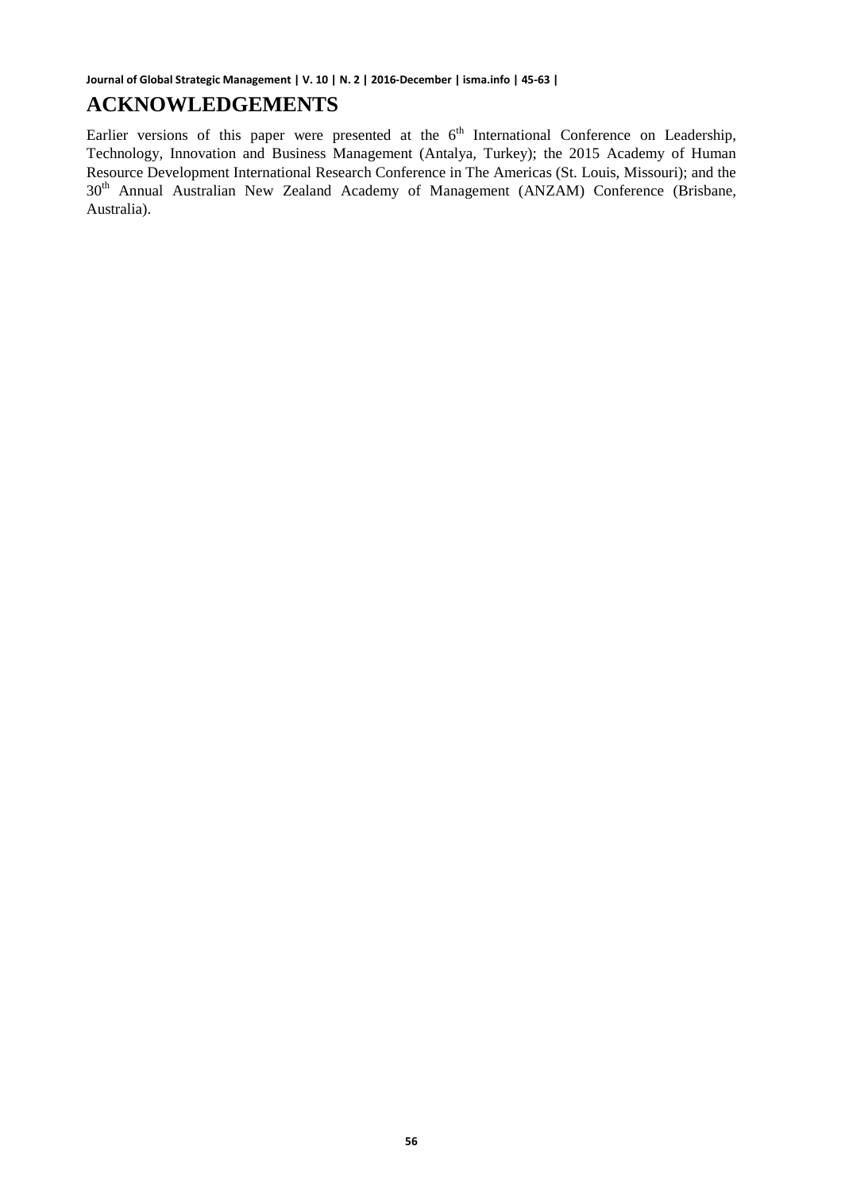## ACKNOWLEDGEMENTS

Earlier versions of this paper were presented at the 6th International Conference on Leadership, Technology, Innovation and Business Management (Antalya, Turkey); the 2015 Academy of Human Resource Development International Research Conference in The Americas (St. Louis, Missouri); and the 30th Annual Australian New Zealand Academy of Management (ANZAM) Conference (Brisbane, Australia).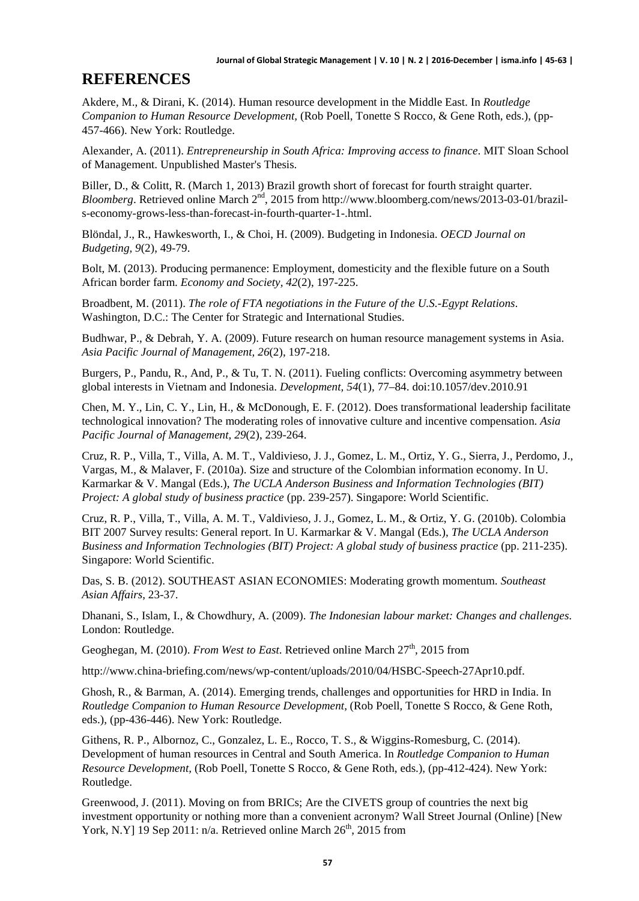## REFERENCES

Akdere, M., & Dirani, K. (2014). Human resource development in the Middle East. In *Routledge Companion to Human Resource Development,* (Rob Poell, Tonette S Rocco, & Gene Roth, eds.), (pp-457-466). New York: Routledge.

Alexander, A. (2011). *Entrepreneurship in South Africa: Improving access to finance*. MIT Sloan School of Management. Unpublished Master's Thesis.

Biller, D., & Colitt, R. (March 1, 2013) Brazil growth short of forecast for fourth straight quarter. *Bloomberg*. Retrieved online March 2nd, 2015 from http://www.bloomberg.com/news/2013-03-01/brazil-s-economy-grows-less-than-forecast-in-fourth-quarter-1-.html.

Blöndal, J., R., Hawkesworth, I., & Choi, H. (2009). Budgeting in Indonesia. *OECD Journal on Budgeting, 9*(2), 49-79.

Bolt, M. (2013). Producing permanence: Employment, domesticity and the flexible future on a South African border farm. *Economy and Society, 42*(2), 197-225.

Broadbent, M. (2011). *The role of FTA negotiations in the Future of the U.S.-Egypt Relations*. Washington, D.C.: The Center for Strategic and International Studies.

Budhwar, P., & Debrah, Y. A. (2009). Future research on human resource management systems in Asia. *Asia Pacific Journal of Management, 26*(2), 197-218.

Burgers, P., Pandu, R., And, P., & Tu, T. N. (2011). Fueling conflicts: Overcoming asymmetry between global interests in Vietnam and Indonesia. *Development, 54*(1), 77–84. doi:10.1057/dev.2010.91

Chen, M. Y., Lin, C. Y., Lin, H., & McDonough, E. F. (2012). Does transformational leadership facilitate technological innovation? The moderating roles of innovative culture and incentive compensation. *Asia Pacific Journal of Management, 29*(2), 239-264.

Cruz, R. P., Villa, T., Villa, A. M. T., Valdivieso, J. J., Gomez, L. M., Ortiz, Y. G., Sierra, J., Perdomo, J., Vargas, M., & Malaver, F. (2010a). Size and structure of the Colombian information economy. In U. Karmarkar & V. Mangal (Eds.), *The UCLA Anderson Business and Information Technologies (BIT) Project: A global study of business practice* (pp. 239-257). Singapore: World Scientific.

Cruz, R. P., Villa, T., Villa, A. M. T., Valdivieso, J. J., Gomez, L. M., & Ortiz, Y. G. (2010b). Colombia BIT 2007 Survey results: General report. In U. Karmarkar & V. Mangal (Eds.), *The UCLA Anderson Business and Information Technologies (BIT) Project: A global study of business practice* (pp. 211-235). Singapore: World Scientific.

Das, S. B. (2012). SOUTHEAST ASIAN ECONOMIES: Moderating growth momentum. *Southeast Asian Affairs*, 23-37.

Dhanani, S., Islam, I., & Chowdhury, A. (2009). *The Indonesian labour market: Changes and challenges*. London: Routledge.

Geoghegan, M. (2010). *From West to East*. Retrieved online March 27th, 2015 from

http://www.china-briefing.com/news/wp-content/uploads/2010/04/HSBC-Speech-27Apr10.pdf.

Ghosh, R., & Barman, A. (2014). Emerging trends, challenges and opportunities for HRD in India. In *Routledge Companion to Human Resource Development,* (Rob Poell, Tonette S Rocco, & Gene Roth, eds.), (pp-436-446). New York: Routledge.

Githens, R. P., Albornoz, C., Gonzalez, L. E., Rocco, T. S., & Wiggins-Romesburg, C. (2014). Development of human resources in Central and South America. In *Routledge Companion to Human Resource Development,* (Rob Poell, Tonette S Rocco, & Gene Roth, eds.), (pp-412-424). New York: Routledge.

Greenwood, J. (2011). Moving on from BRICs; Are the CIVETS group of countries the next big investment opportunity or nothing more than a convenient acronym? Wall Street Journal (Online) [New York, N.Y] 19 Sep 2011: n/a. Retrieved online March 26th, 2015 from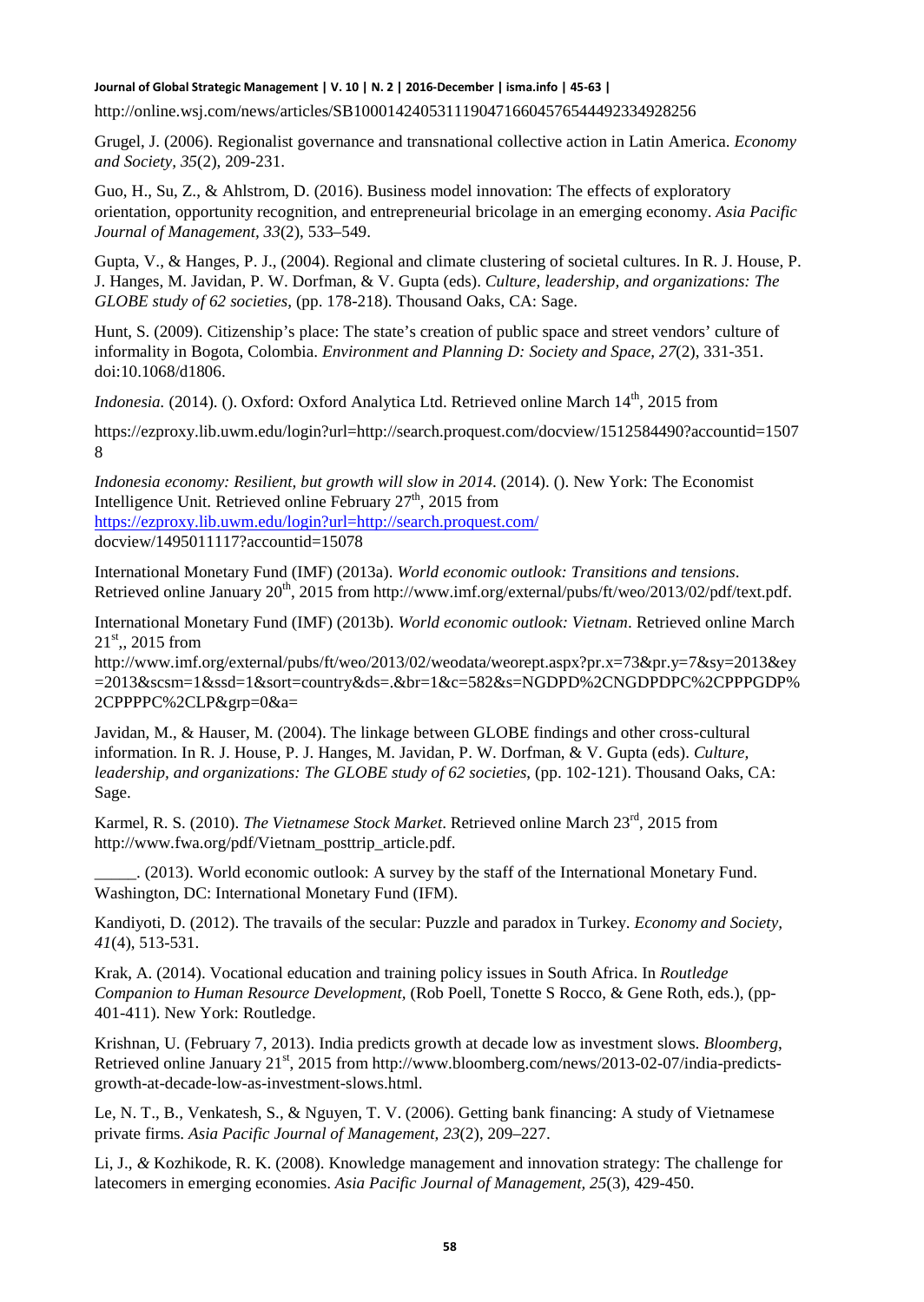http://online.wsj.com/news/articles/SB10001424053111904716604576544492334928256

Grugel, J. (2006). Regionalist governance and transnational collective action in Latin America. *Economy and Society, 35*(2), 209-231.

Guo, H., Su, Z., & Ahlstrom, D. (2016). Business model innovation: The effects of exploratory orientation, opportunity recognition, and entrepreneurial bricolage in an emerging economy. *Asia Pacific Journal of Management, 33*(2), 533–549.

Gupta, V., & Hanges, P. J., (2004). Regional and climate clustering of societal cultures. In R. J. House, P. J. Hanges, M. Javidan, P. W. Dorfman, & V. Gupta (eds). *Culture, leadership, and organizations: The GLOBE study of 62 societies*, (pp. 178-218). Thousand Oaks, CA: Sage.

Hunt, S. (2009). Citizenship's place: The state's creation of public space and street vendors' culture of informality in Bogota, Colombia. *Environment and Planning D: Society and Space, 27*(2), 331-351. doi:10.1068/d1806.

*Indonesia.* (2014). (). Oxford: Oxford Analytica Ltd. Retrieved online March 14th, 2015 from

https://ezproxy.lib.uwm.edu/login?url=http://search.proquest.com/docview/1512584490?accountid=15078

*Indonesia economy: Resilient, but growth will slow in 2014*. (2014). (). New York: The Economist Intelligence Unit. Retrieved online February 27th, 2015 from https://ezproxy.lib.uwm.edu/login?url=http://search.proquest.com/ docview/1495011117?accountid=15078

International Monetary Fund (IMF) (2013a). *World economic outlook: Transitions and tensions*. Retrieved online January 20th, 2015 from http://www.imf.org/external/pubs/ft/weo/2013/02/pdf/text.pdf.

International Monetary Fund (IMF) (2013b). *World economic outlook: Vietnam*. Retrieved online March 21st,, 2015 from http://www.imf.org/external/pubs/ft/weo/2013/02/weodata/weorept.aspx?pr.x=73&pr.y=7&sy=2013&ey=2013&scsm=1&ssd=1&sort=country&ds=.&br=1&c=582&s=NGDPD%2CNGDPDPC%2CPPPGDP%2CPPPPC%2CLP&grp=0&a=

Javidan, M., & Hauser, M. (2004). The linkage between GLOBE findings and other cross-cultural information. In R. J. House, P. J. Hanges, M. Javidan, P. W. Dorfman, & V. Gupta (eds). *Culture, leadership, and organizations: The GLOBE study of 62 societies*, (pp. 102-121). Thousand Oaks, CA: Sage.

Karmel, R. S. (2010). *The Vietnamese Stock Market*. Retrieved online March 23rd, 2015 from http://www.fwa.org/pdf/Vietnam_posttrip_article.pdf.

_____. (2013). World economic outlook: A survey by the staff of the International Monetary Fund. Washington, DC: International Monetary Fund (IFM).

Kandiyoti, D. (2012). The travails of the secular: Puzzle and paradox in Turkey. *Economy and Society, 41*(4), 513-531.

Krak, A. (2014). Vocational education and training policy issues in South Africa. In *Routledge Companion to Human Resource Development*, (Rob Poell, Tonette S Rocco, & Gene Roth, eds.), (pp-401-411). New York: Routledge.

Krishnan, U. (February 7, 2013). India predicts growth at decade low as investment slows. *Bloomberg*, Retrieved online January 21st, 2015 from http://www.bloomberg.com/news/2013-02-07/india-predicts-growth-at-decade-low-as-investment-slows.html.

Le, N. T., B., Venkatesh, S., & Nguyen, T. V. (2006). Getting bank financing: A study of Vietnamese private firms. *Asia Pacific Journal of Management, 23*(2), 209–227.

Li, J., & Kozhikode, R. K. (2008). Knowledge management and innovation strategy: The challenge for latecomers in emerging economies. *Asia Pacific Journal of Management, 25*(3), 429-450.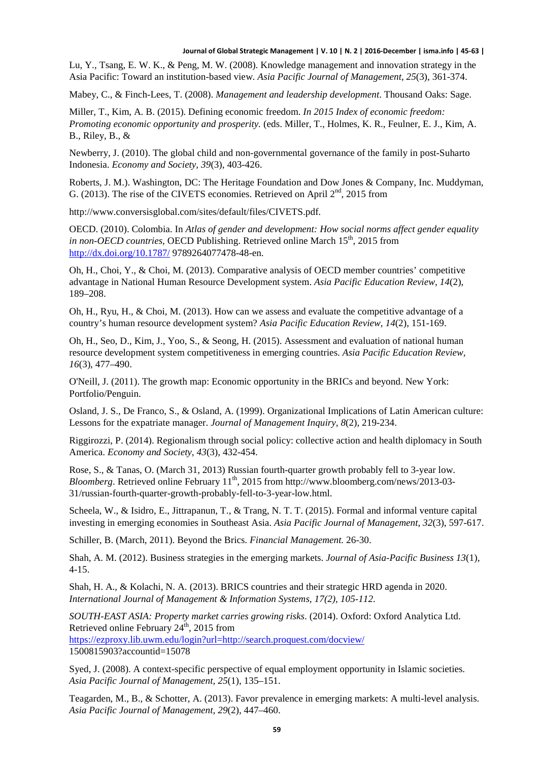Lu, Y., Tsang, E. W. K., & Peng, M. W. (2008). Knowledge management and innovation strategy in the Asia Pacific: Toward an institution-based view. *Asia Pacific Journal of Management, 25*(3), 361-374.

Mabey, C., & Finch-Lees, T. (2008). *Management and leadership development*. Thousand Oaks: Sage.

Miller, T., Kim, A. B. (2015). Defining economic freedom. *In 2015 Index of economic freedom: Promoting economic opportunity and prosperity.* (eds. Miller, T., Holmes, K. R., Feulner, E. J., Kim, A. B., Riley, B., &

Newberry, J. (2010). The global child and non-governmental governance of the family in post-Suharto Indonesia. *Economy and Society, 39*(3), 403-426.

Roberts, J. M.). Washington, DC: The Heritage Foundation and Dow Jones & Company, Inc. Muddyman, G. (2013). The rise of the CIVETS economies. Retrieved on April 2nd, 2015 from

http://www.conversisglobal.com/sites/default/files/CIVETS.pdf.

OECD. (2010). Colombia. In *Atlas of gender and development: How social norms affect gender equality in non-OECD countries*, OECD Publishing. Retrieved online March 15th, 2015 from http://dx.doi.org/10.1787/ 9789264077478-48-en.

Oh, H., Choi, Y., & Choi, M. (2013). Comparative analysis of OECD member countries' competitive advantage in National Human Resource Development system. *Asia Pacific Education Review, 14*(2), 189–208.

Oh, H., Ryu, H., & Choi, M. (2013). How can we assess and evaluate the competitive advantage of a country's human resource development system? *Asia Pacific Education Review, 14*(2), 151-169.

Oh, H., Seo, D., Kim, J., Yoo, S., & Seong, H. (2015). Assessment and evaluation of national human resource development system competitiveness in emerging countries. *Asia Pacific Education Review, 16*(3), 477–490.

O'Neill, J. (2011). The growth map: Economic opportunity in the BRICs and beyond. New York: Portfolio/Penguin.

Osland, J. S., De Franco, S., & Osland, A. (1999). Organizational Implications of Latin American culture: Lessons for the expatriate manager. *Journal of Management Inquiry, 8*(2), 219-234.

Riggirozzi, P. (2014). Regionalism through social policy: collective action and health diplomacy in South America. *Economy and Society, 43*(3), 432-454.

Rose, S., & Tanas, O. (March 31, 2013) Russian fourth-quarter growth probably fell to 3-year low. *Bloomberg*. Retrieved online February 11th, 2015 from http://www.bloomberg.com/news/2013-03-31/russian-fourth-quarter-growth-probably-fell-to-3-year-low.html.

Scheela, W., & Isidro, E., Jittrapanun, T., & Trang, N. T. T. (2015). Formal and informal venture capital investing in emerging economies in Southeast Asia. *Asia Pacific Journal of Management, 32*(3), 597-617.

Schiller, B. (March, 2011). Beyond the Brics. *Financial Management.* 26-30.

Shah, A. M. (2012). Business strategies in the emerging markets. *Journal of Asia-Pacific Business 13*(1), 4-15.

Shah, H. A., & Kolachi, N. A. (2013). BRICS countries and their strategic HRD agenda in 2020. *International Journal of Management & Information Systems, 17(2), 105-112.*

*SOUTH-EAST ASIA: Property market carries growing risks*. (2014). Oxford: Oxford Analytica Ltd. Retrieved online February 24th, 2015 from https://ezproxy.lib.uwm.edu/login?url=http://search.proquest.com/docview/ 1500815903?accountid=15078

Syed, J. (2008). A context-specific perspective of equal employment opportunity in Islamic societies. *Asia Pacific Journal of Management, 25*(1), 135–151.

Teagarden, M., B., & Schotter, A. (2013). Favor prevalence in emerging markets: A multi-level analysis. *Asia Pacific Journal of Management, 29*(2), 447–460.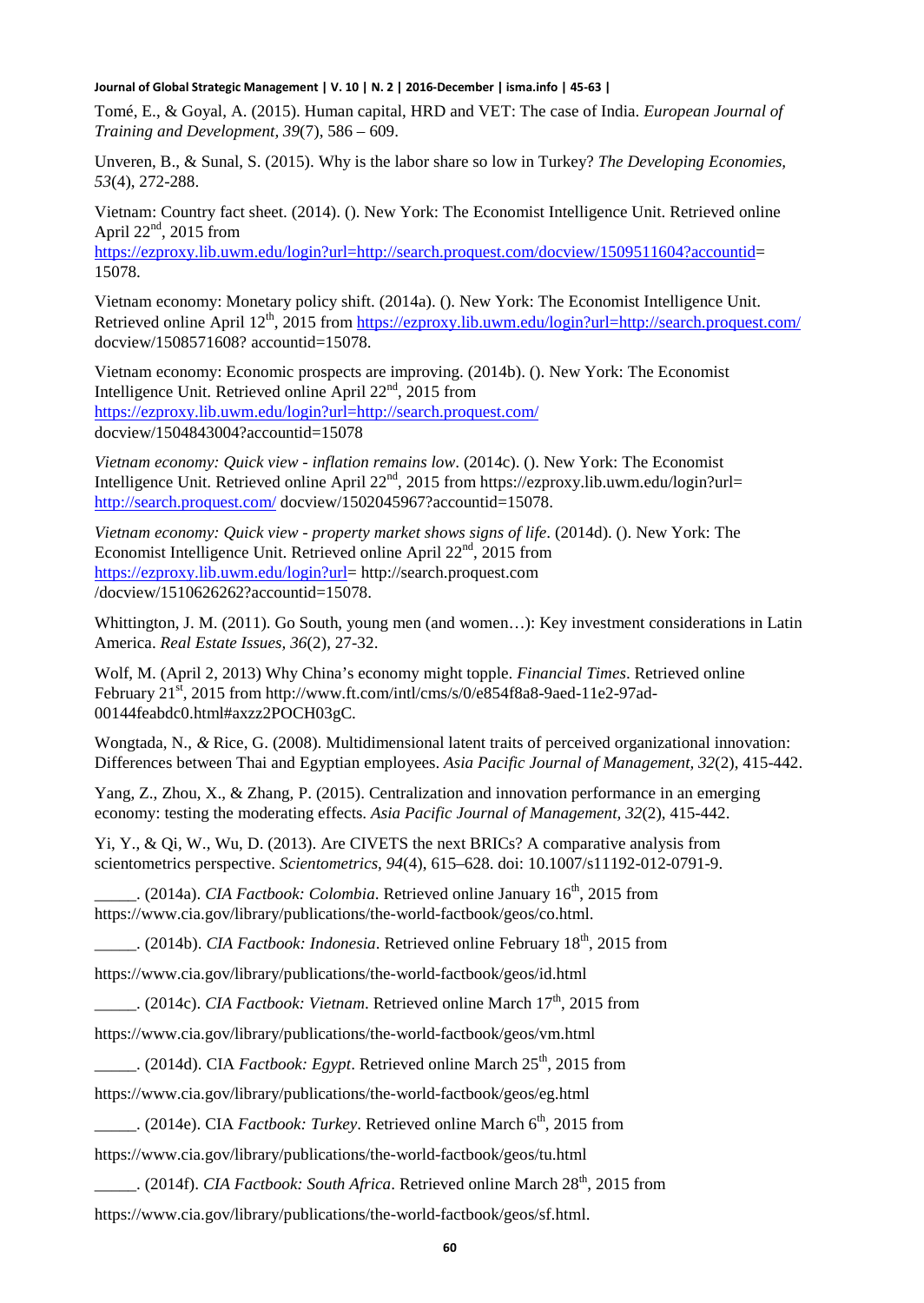Tomé, E., & Goyal, A. (2015). Human capital, HRD and VET: The case of India. *European Journal of Training and Development, 39*(7), 586 – 609.

Unveren, B., & Sunal, S. (2015). Why is the labor share so low in Turkey? *The Developing Economies, 53*(4), 272-288.

Vietnam: Country fact sheet. (2014). (). New York: The Economist Intelligence Unit. Retrieved online April 22nd, 2015 from https://ezproxy.lib.uwm.edu/login?url=http://search.proquest.com/docview/1509511604?accountid= 15078.

Vietnam economy: Monetary policy shift. (2014a). (). New York: The Economist Intelligence Unit. Retrieved online April 12th, 2015 from https://ezproxy.lib.uwm.edu/login?url=http://search.proquest.com/ docview/1508571608? accountid=15078.

Vietnam economy: Economic prospects are improving. (2014b). (). New York: The Economist Intelligence Unit. Retrieved online April 22nd, 2015 from https://ezproxy.lib.uwm.edu/login?url=http://search.proquest.com/ docview/1504843004?accountid=15078

*Vietnam economy: Quick view - inflation remains low*. (2014c). (). New York: The Economist Intelligence Unit. Retrieved online April 22nd, 2015 from https://ezproxy.lib.uwm.edu/login?url= http://search.proquest.com/ docview/1502045967?accountid=15078.

*Vietnam economy: Quick view - property market shows signs of life*. (2014d). (). New York: The Economist Intelligence Unit. Retrieved online April 22nd, 2015 from https://ezproxy.lib.uwm.edu/login?url= http://search.proquest.com /docview/1510626262?accountid=15078.

Whittington, J. M. (2011). Go South, young men (and women…): Key investment considerations in Latin America. *Real Estate Issues, 36*(2), 27-32.

Wolf, M. (April 2, 2013) Why China's economy might topple. *Financial Times*. Retrieved online February 21st, 2015 from http://www.ft.com/intl/cms/s/0/e854f8a8-9aed-11e2-97ad-00144feabdc0.html#axzz2POCH03gC.

Wongtada, N., *&* Rice, G. (2008). Multidimensional latent traits of perceived organizational innovation: Differences between Thai and Egyptian employees. *Asia Pacific Journal of Management, 32*(2), 415-442.

Yang, Z., Zhou, X., & Zhang, P. (2015). Centralization and innovation performance in an emerging economy: testing the moderating effects. *Asia Pacific Journal of Management, 32*(2), 415-442.

Yi, Y., & Qi, W., Wu, D. (2013). Are CIVETS the next BRICs? A comparative analysis from scientometrics perspective. *Scientometrics, 94*(4), 615–628. doi: 10.1007/s11192-012-0791-9.

_____. (2014a). *CIA Factbook: Colombia*. Retrieved online January 16th, 2015 from https://www.cia.gov/library/publications/the-world-factbook/geos/co.html.

_____. (2014b). *CIA Factbook: Indonesia*. Retrieved online February 18th, 2015 from https://www.cia.gov/library/publications/the-world-factbook/geos/id.html

_____. (2014c). *CIA Factbook: Vietnam*. Retrieved online March 17th, 2015 from https://www.cia.gov/library/publications/the-world-factbook/geos/vm.html

_____. (2014d). CIA *Factbook: Egypt*. Retrieved online March 25th, 2015 from https://www.cia.gov/library/publications/the-world-factbook/geos/eg.html

_____. (2014e). CIA *Factbook: Turkey*. Retrieved online March 6th, 2015 from https://www.cia.gov/library/publications/the-world-factbook/geos/tu.html

_____. (2014f). *CIA Factbook: South Africa*. Retrieved online March 28th, 2015 from https://www.cia.gov/library/publications/the-world-factbook/geos/sf.html.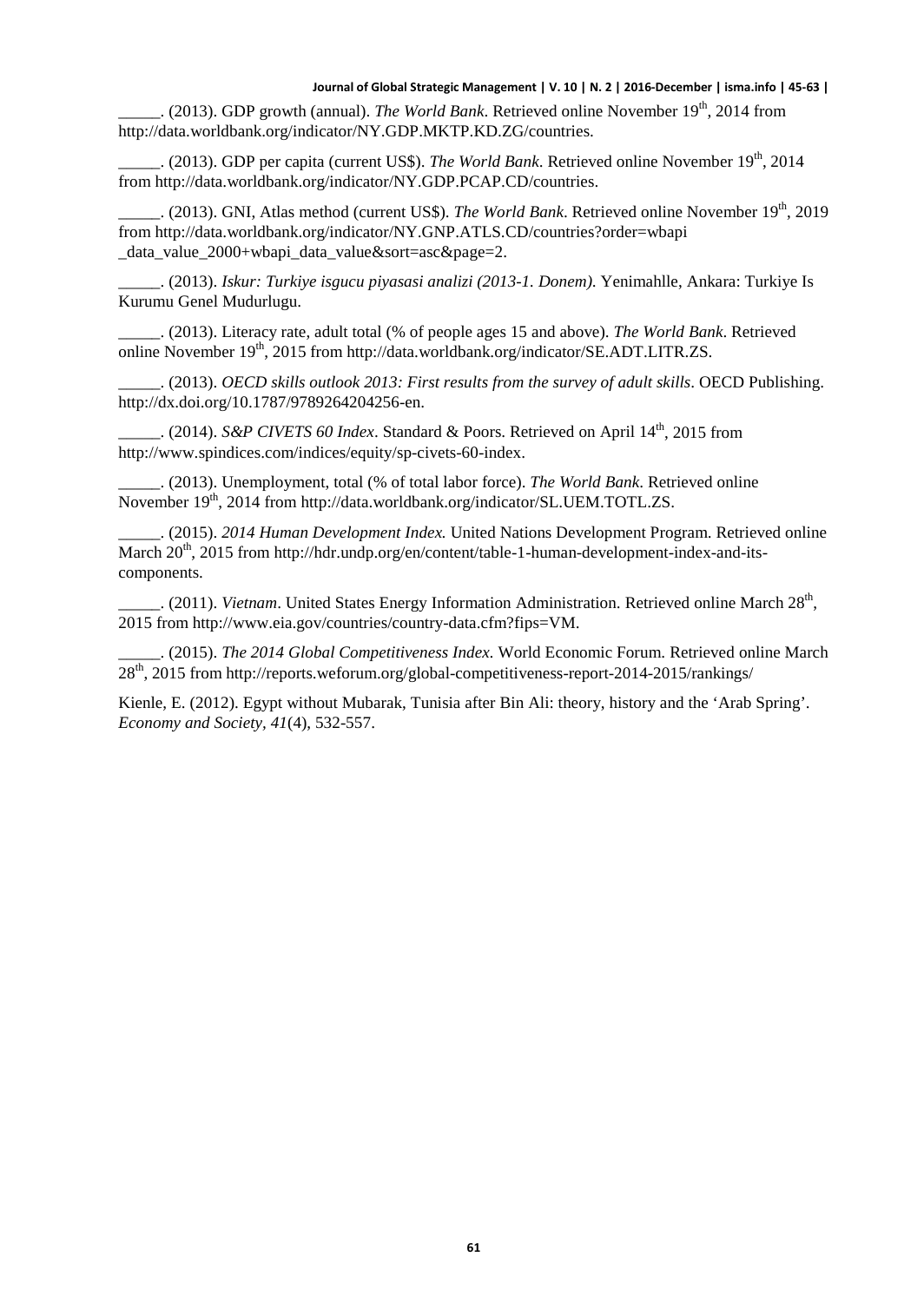_____. (2013). GDP growth (annual). *The World Bank*. Retrieved online November 19th, 2014 from http://data.worldbank.org/indicator/NY.GDP.MKTP.KD.ZG/countries.

_____. (2013). GDP per capita (current US$). *The World Bank*. Retrieved online November 19th, 2014 from http://data.worldbank.org/indicator/NY.GDP.PCAP.CD/countries.

_____. (2013). GNI, Atlas method (current US$). *The World Bank*. Retrieved online November 19th, 2019 from http://data.worldbank.org/indicator/NY.GNP.ATLS.CD/countries?order=wbapi _data_value_2000+wbapi_data_value&sort=asc&page=2.

_____. (2013). *Iskur: Turkiye isgucu piyasasi analizi (2013-1. Donem)*. Yenimahlle, Ankara: Turkiye Is Kurumu Genel Mudurlugu.

_____. (2013). Literacy rate, adult total (% of people ages 15 and above). *The World Bank*. Retrieved online November 19th, 2015 from http://data.worldbank.org/indicator/SE.ADT.LITR.ZS.

_____. (2013). *OECD skills outlook 2013: First results from the survey of adult skills*. OECD Publishing. http://dx.doi.org/10.1787/9789264204256-en.

_____. (2014). *S&P CIVETS 60 Index*. Standard & Poors. Retrieved on April 14th, 2015 from http://www.spindices.com/indices/equity/sp-civets-60-index.

_____. (2013). Unemployment, total (% of total labor force). *The World Bank*. Retrieved online November 19th, 2014 from http://data.worldbank.org/indicator/SL.UEM.TOTL.ZS.

_____. (2015). *2014 Human Development Index.* United Nations Development Program. Retrieved online March 20th, 2015 from http://hdr.undp.org/en/content/table-1-human-development-index-and-its-components.

_____. (2011). *Vietnam*. United States Energy Information Administration. Retrieved online March 28th, 2015 from http://www.eia.gov/countries/country-data.cfm?fips=VM.

_____. (2015). *The 2014 Global Competitiveness Index*. World Economic Forum. Retrieved online March 28th, 2015 from http://reports.weforum.org/global-competitiveness-report-2014-2015/rankings/

Kienle, E. (2012). Egypt without Mubarak, Tunisia after Bin Ali: theory, history and the 'Arab Spring'. *Economy and Society, 41*(4), 532-557.